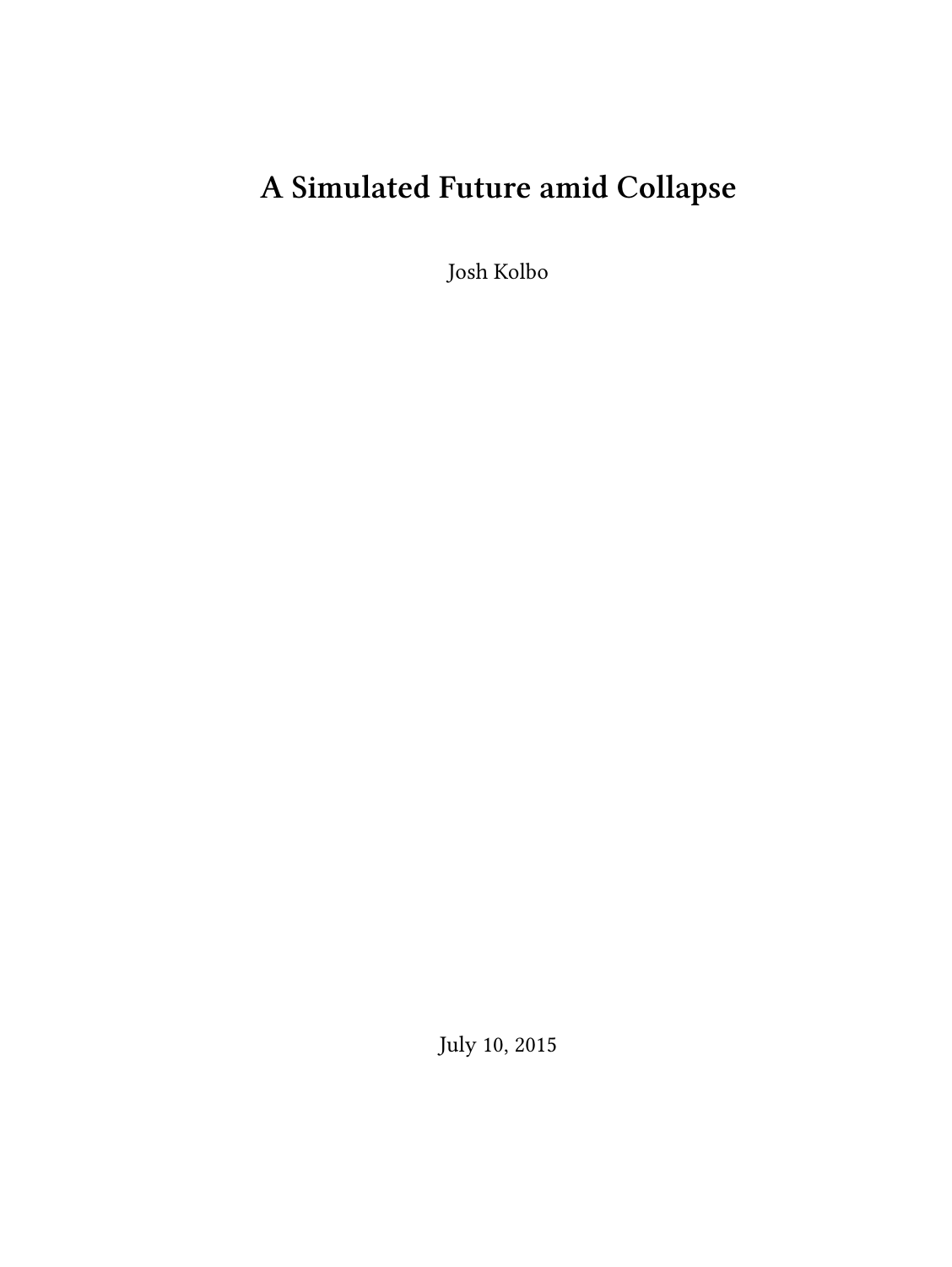# A Simulated Future amid Collapse

Josh Kolbo

July 10, 2015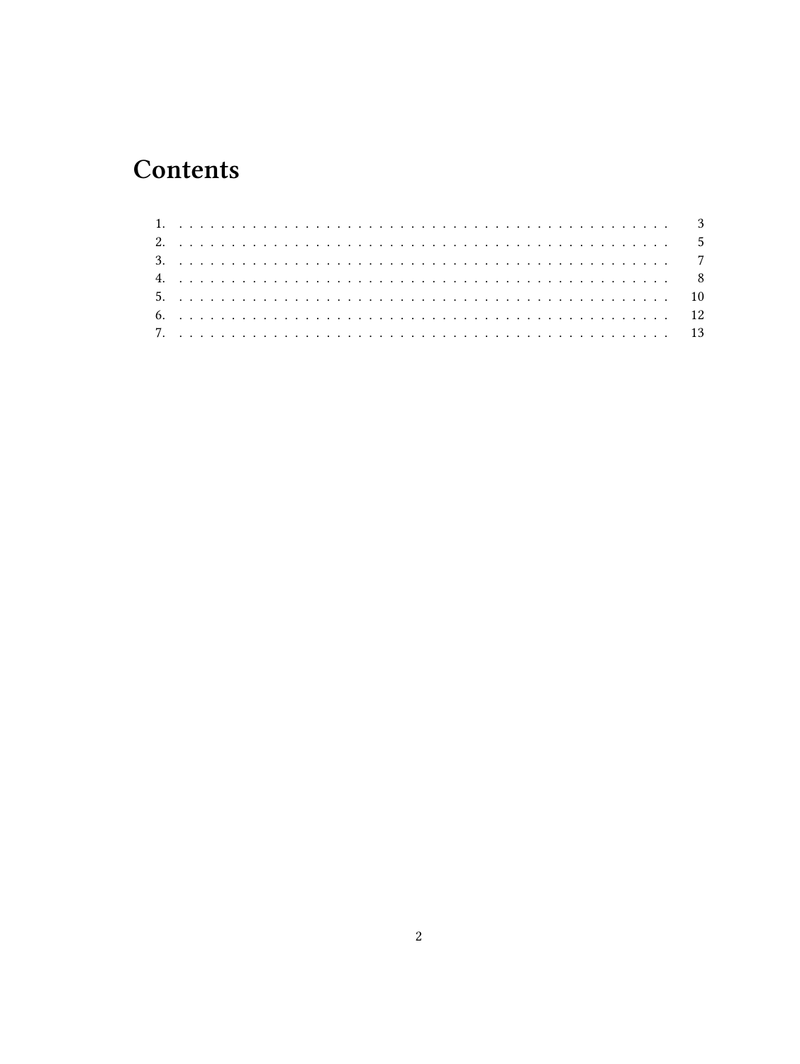# Contents

1. . . . . . . . . . . . . . . . . . . . . . . . . . . . . . . . . . . . . . . . . . . . . . . . 3
2. . . . . . . . . . . . . . . . . . . . . . . . . . . . . . . . . . . . . . . . . . . . . . . . 5
3. . . . . . . . . . . . . . . . . . . . . . . . . . . . . . . . . . . . . . . . . . . . . . . . 7
4. . . . . . . . . . . . . . . . . . . . . . . . . . . . . . . . . . . . . . . . . . . . . . . . 8
5. . . . . . . . . . . . . . . . . . . . . . . . . . . . . . . . . . . . . . . . . . . . . . . . 10
6. . . . . . . . . . . . . . . . . . . . . . . . . . . . . . . . . . . . . . . . . . . . . . . . 12
7. . . . . . . . . . . . . . . . . . . . . . . . . . . . . . . . . . . . . . . . . . . . . . . . 13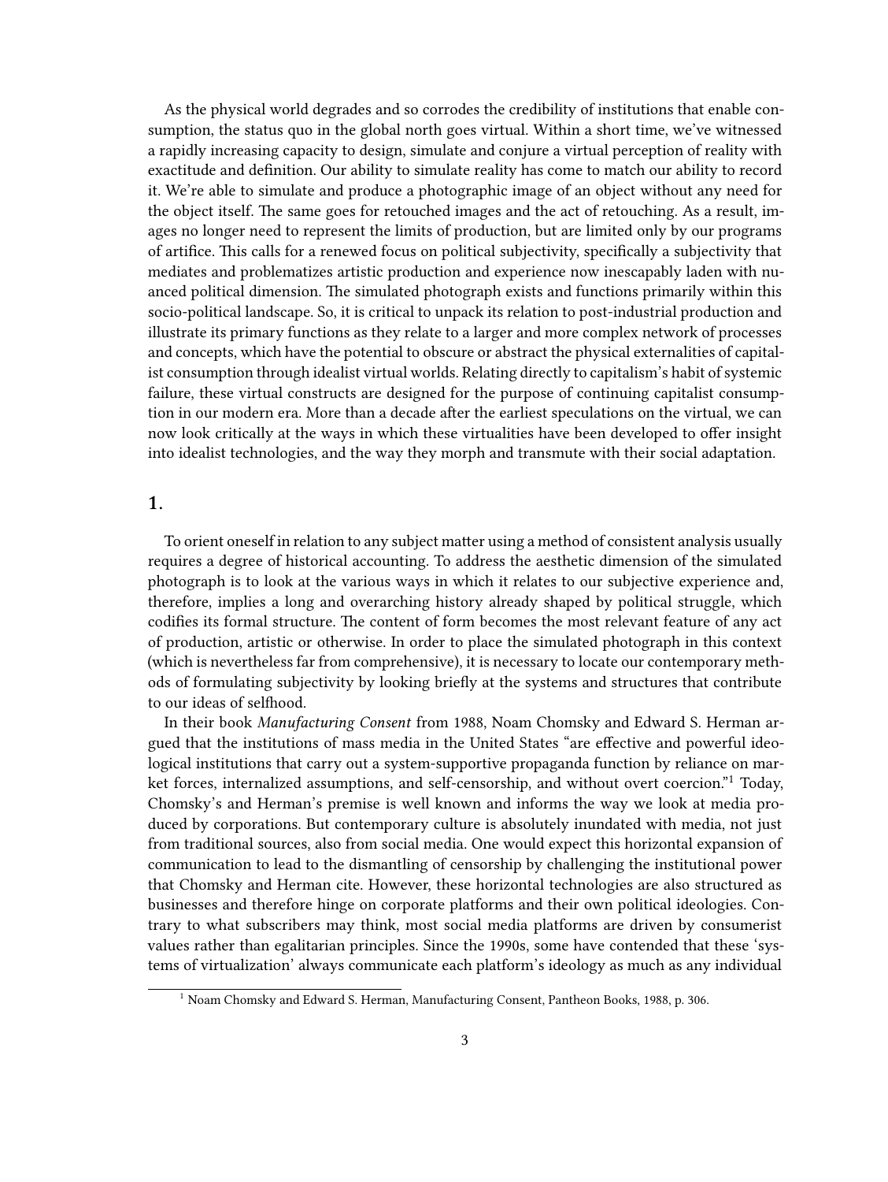As the physical world degrades and so corrodes the credibility of institutions that enable consumption, the status quo in the global north goes virtual. Within a short time, we've witnessed a rapidly increasing capacity to design, simulate and conjure a virtual perception of reality with exactitude and definition. Our ability to simulate reality has come to match our ability to record it. We're able to simulate and produce a photographic image of an object without any need for the object itself. The same goes for retouched images and the act of retouching. As a result, images no longer need to represent the limits of production, but are limited only by our programs of artifice. This calls for a renewed focus on political subjectivity, specifically a subjectivity that mediates and problematizes artistic production and experience now inescapably laden with nuanced political dimension. The simulated photograph exists and functions primarily within this socio-political landscape. So, it is critical to unpack its relation to post-industrial production and illustrate its primary functions as they relate to a larger and more complex network of processes and concepts, which have the potential to obscure or abstract the physical externalities of capitalist consumption through idealist virtual worlds. Relating directly to capitalism's habit of systemic failure, these virtual constructs are designed for the purpose of continuing capitalist consumption in our modern era. More than a decade after the earliest speculations on the virtual, we can now look critically at the ways in which these virtualities have been developed to offer insight into idealist technologies, and the way they morph and transmute with their social adaptation.

## 1.

To orient oneself in relation to any subject matter using a method of consistent analysis usually requires a degree of historical accounting. To address the aesthetic dimension of the simulated photograph is to look at the various ways in which it relates to our subjective experience and, therefore, implies a long and overarching history already shaped by political struggle, which codifies its formal structure. The content of form becomes the most relevant feature of any act of production, artistic or otherwise. In order to place the simulated photograph in this context (which is nevertheless far from comprehensive), it is necessary to locate our contemporary methods of formulating subjectivity by looking briefly at the systems and structures that contribute to our ideas of selfhood.

In their book *Manufacturing Consent* from 1988, Noam Chomsky and Edward S. Herman argued that the institutions of mass media in the United States "are effective and powerful ideological institutions that carry out a system-supportive propaganda function by reliance on market forces, internalized assumptions, and self-censorship, and without overt coercion."[1] Today, Chomsky's and Herman's premise is well known and informs the way we look at media produced by corporations. But contemporary culture is absolutely inundated with media, not just from traditional sources, also from social media. One would expect this horizontal expansion of communication to lead to the dismantling of censorship by challenging the institutional power that Chomsky and Herman cite. However, these horizontal technologies are also structured as businesses and therefore hinge on corporate platforms and their own political ideologies. Contrary to what subscribers may think, most social media platforms are driven by consumerist values rather than egalitarian principles. Since the 1990s, some have contended that these 'systems of virtualization' always communicate each platform's ideology as much as any individual

---

[1] Noam Chomsky and Edward S. Herman, Manufacturing Consent, Pantheon Books, 1988, p. 306.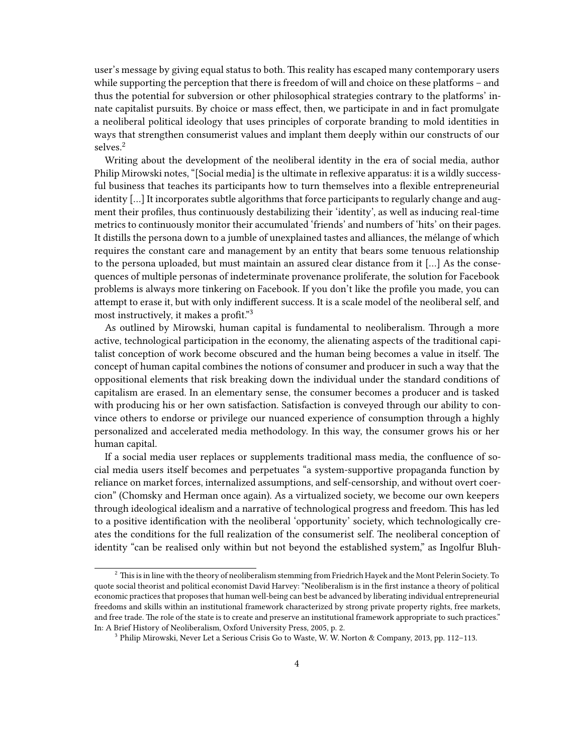user's message by giving equal status to both. This reality has escaped many contemporary users while supporting the perception that there is freedom of will and choice on these platforms – and thus the potential for subversion or other philosophical strategies contrary to the platforms' innate capitalist pursuits. By choice or mass effect, then, we participate in and in fact promulgate a neoliberal political ideology that uses principles of corporate branding to mold identities in ways that strengthen consumerist values and implant them deeply within our constructs of our selves.[2]

Writing about the development of the neoliberal identity in the era of social media, author Philip Mirowski notes, "[Social media] is the ultimate in reflexive apparatus: it is a wildly successful business that teaches its participants how to turn themselves into a flexible entrepreneurial identity […] It incorporates subtle algorithms that force participants to regularly change and augment their profiles, thus continuously destabilizing their 'identity', as well as inducing real-time metrics to continuously monitor their accumulated 'friends' and numbers of 'hits' on their pages. It distills the persona down to a jumble of unexplained tastes and alliances, the mélange of which requires the constant care and management by an entity that bears some tenuous relationship to the persona uploaded, but must maintain an assured clear distance from it […] As the consequences of multiple personas of indeterminate provenance proliferate, the solution for Facebook problems is always more tinkering on Facebook. If you don't like the profile you made, you can attempt to erase it, but with only indifferent success. It is a scale model of the neoliberal self, and most instructively, it makes a profit."[3]

As outlined by Mirowski, human capital is fundamental to neoliberalism. Through a more active, technological participation in the economy, the alienating aspects of the traditional capitalist conception of work become obscured and the human being becomes a value in itself. The concept of human capital combines the notions of consumer and producer in such a way that the oppositional elements that risk breaking down the individual under the standard conditions of capitalism are erased. In an elementary sense, the consumer becomes a producer and is tasked with producing his or her own satisfaction. Satisfaction is conveyed through our ability to convince others to endorse or privilege our nuanced experience of consumption through a highly personalized and accelerated media methodology. In this way, the consumer grows his or her human capital.

If a social media user replaces or supplements traditional mass media, the confluence of social media users itself becomes and perpetuates "a system-supportive propaganda function by reliance on market forces, internalized assumptions, and self-censorship, and without overt coercion" (Chomsky and Herman once again). As a virtualized society, we become our own keepers through ideological idealism and a narrative of technological progress and freedom. This has led to a positive identification with the neoliberal 'opportunity' society, which technologically creates the conditions for the full realization of the consumerist self. The neoliberal conception of identity "can be realised only within but not beyond the established system," as Ingolfur Bluh-

---

[2] This is in line with the theory of neoliberalism stemming from Friedrich Hayek and the Mont Pelerin Society. To quote social theorist and political economist David Harvey: "Neoliberalism is in the first instance a theory of political economic practices that proposes that human well-being can best be advanced by liberating individual entrepreneurial freedoms and skills within an institutional framework characterized by strong private property rights, free markets, and free trade. The role of the state is to create and preserve an institutional framework appropriate to such practices." In: A Brief History of Neoliberalism, Oxford University Press, 2005, p. 2.

[3] Philip Mirowski, Never Let a Serious Crisis Go to Waste, W. W. Norton & Company, 2013, pp. 112–113.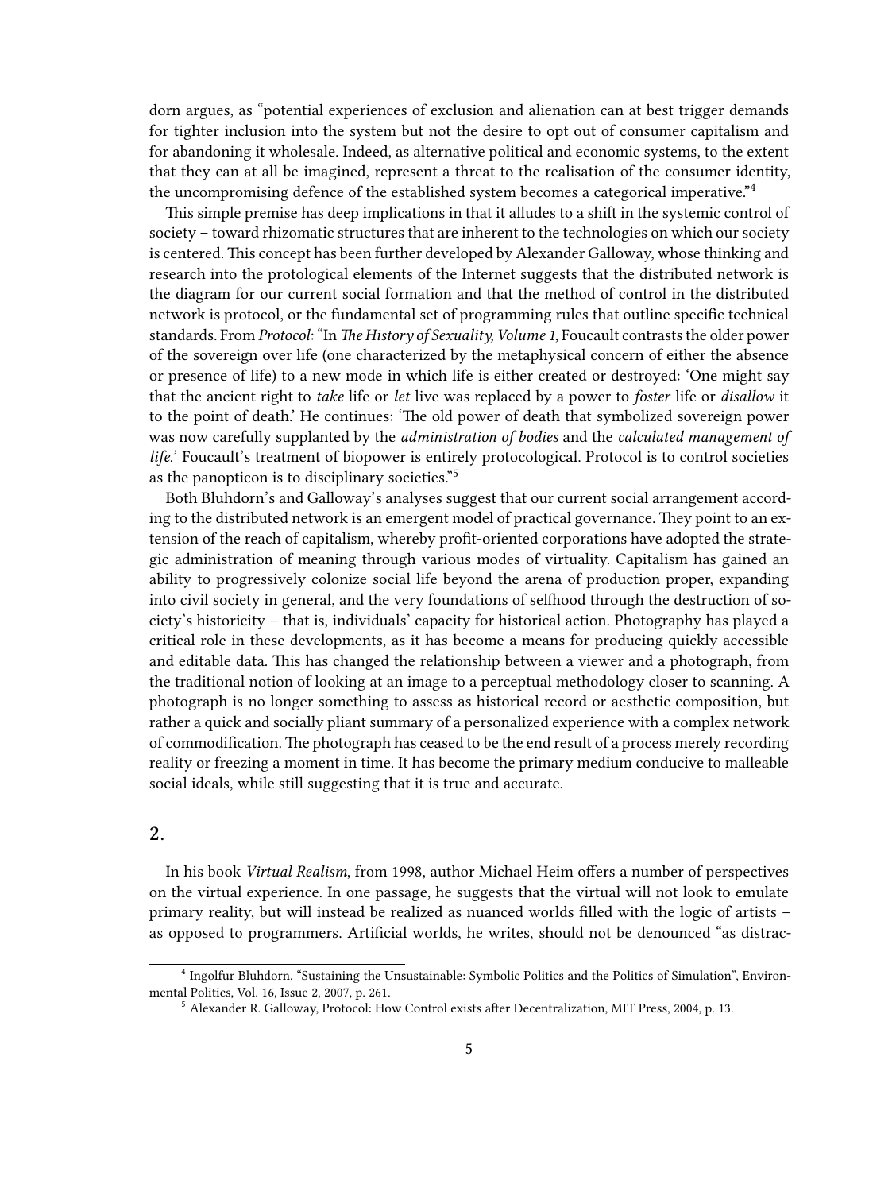dorn argues, as "potential experiences of exclusion and alienation can at best trigger demands for tighter inclusion into the system but not the desire to opt out of consumer capitalism and for abandoning it wholesale. Indeed, as alternative political and economic systems, to the extent that they can at all be imagined, represent a threat to the realisation of the consumer identity, the uncompromising defence of the established system becomes a categorical imperative."[4]

This simple premise has deep implications in that it alludes to a shift in the systemic control of society – toward rhizomatic structures that are inherent to the technologies on which our society is centered. This concept has been further developed by Alexander Galloway, whose thinking and research into the protological elements of the Internet suggests that the distributed network is the diagram for our current social formation and that the method of control in the distributed network is protocol, or the fundamental set of programming rules that outline specific technical standards. From *Protocol*: "In *The History of Sexuality, Volume 1*, Foucault contrasts the older power of the sovereign over life (one characterized by the metaphysical concern of either the absence or presence of life) to a new mode in which life is either created or destroyed: 'One might say that the ancient right to *take* life or *let* live was replaced by a power to *foster* life or *disallow* it to the point of death.' He continues: 'The old power of death that symbolized sovereign power was now carefully supplanted by the *administration of bodies* and the *calculated management of life*.' Foucault's treatment of biopower is entirely protocological. Protocol is to control societies as the panopticon is to disciplinary societies."[5]

Both Bluhdorn's and Galloway's analyses suggest that our current social arrangement according to the distributed network is an emergent model of practical governance. They point to an extension of the reach of capitalism, whereby profit-oriented corporations have adopted the strategic administration of meaning through various modes of virtuality. Capitalism has gained an ability to progressively colonize social life beyond the arena of production proper, expanding into civil society in general, and the very foundations of selfhood through the destruction of society's historicity – that is, individuals' capacity for historical action. Photography has played a critical role in these developments, as it has become a means for producing quickly accessible and editable data. This has changed the relationship between a viewer and a photograph, from the traditional notion of looking at an image to a perceptual methodology closer to scanning. A photograph is no longer something to assess as historical record or aesthetic composition, but rather a quick and socially pliant summary of a personalized experience with a complex network of commodification. The photograph has ceased to be the end result of a process merely recording reality or freezing a moment in time. It has become the primary medium conducive to malleable social ideals, while still suggesting that it is true and accurate.

## 2.

In his book *Virtual Realism*, from 1998, author Michael Heim offers a number of perspectives on the virtual experience. In one passage, he suggests that the virtual will not look to emulate primary reality, but will instead be realized as nuanced worlds filled with the logic of artists – as opposed to programmers. Artificial worlds, he writes, should not be denounced "as distrac-

---

[4] Ingolfur Bluhdorn, "Sustaining the Unsustainable: Symbolic Politics and the Politics of Simulation", Environmental Politics, Vol. 16, Issue 2, 2007, p. 261.

[5] Alexander R. Galloway, Protocol: How Control exists after Decentralization, MIT Press, 2004, p. 13.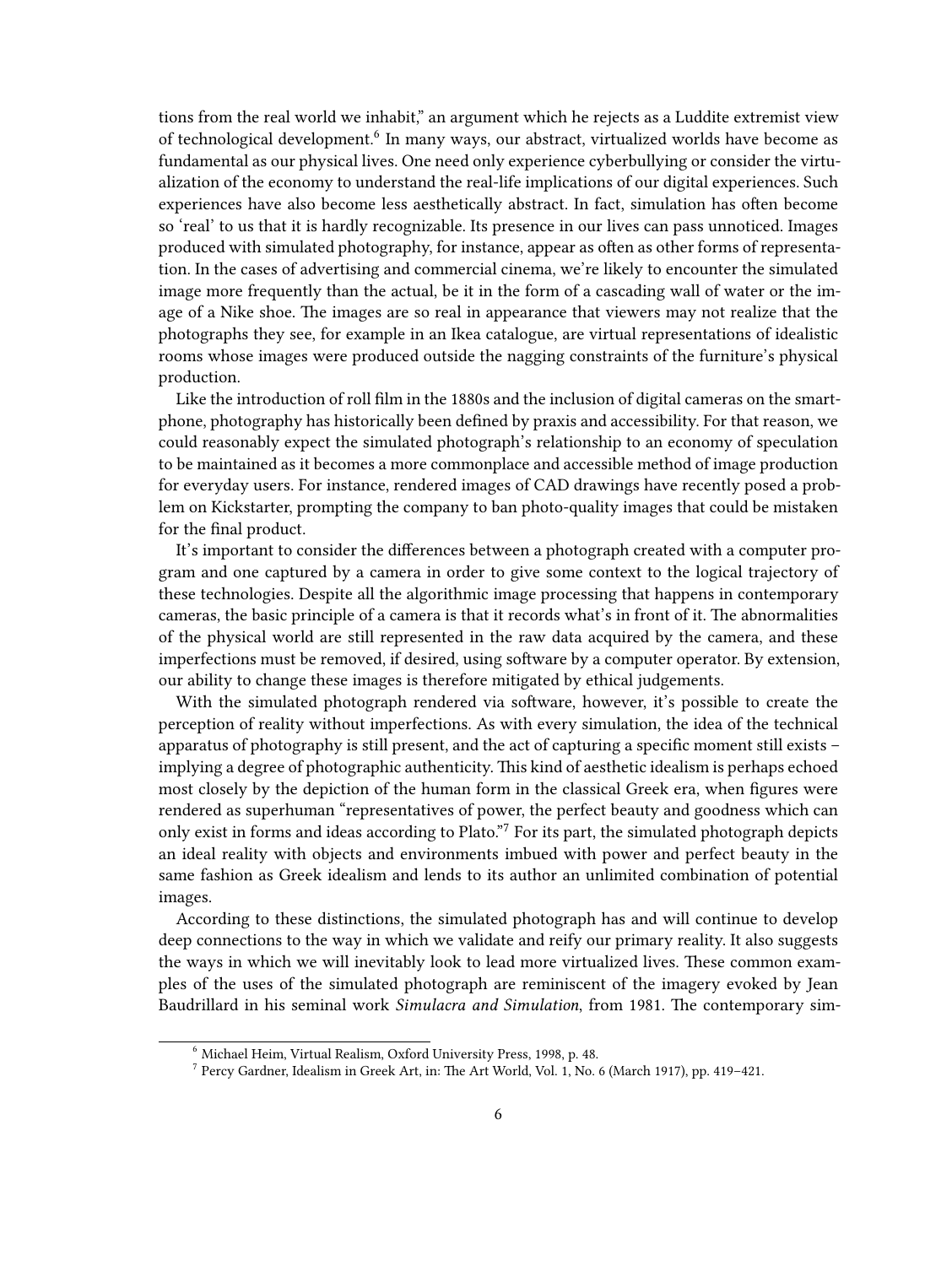tions from the real world we inhabit," an argument which he rejects as a Luddite extremist view of technological development.[6] In many ways, our abstract, virtualized worlds have become as fundamental as our physical lives. One need only experience cyberbullying or consider the virtualization of the economy to understand the real-life implications of our digital experiences. Such experiences have also become less aesthetically abstract. In fact, simulation has often become so 'real' to us that it is hardly recognizable. Its presence in our lives can pass unnoticed. Images produced with simulated photography, for instance, appear as often as other forms of representation. In the cases of advertising and commercial cinema, we're likely to encounter the simulated image more frequently than the actual, be it in the form of a cascading wall of water or the image of a Nike shoe. The images are so real in appearance that viewers may not realize that the photographs they see, for example in an Ikea catalogue, are virtual representations of idealistic rooms whose images were produced outside the nagging constraints of the furniture's physical production.

Like the introduction of roll film in the 1880s and the inclusion of digital cameras on the smartphone, photography has historically been defined by praxis and accessibility. For that reason, we could reasonably expect the simulated photograph's relationship to an economy of speculation to be maintained as it becomes a more commonplace and accessible method of image production for everyday users. For instance, rendered images of CAD drawings have recently posed a problem on Kickstarter, prompting the company to ban photo-quality images that could be mistaken for the final product.

It's important to consider the differences between a photograph created with a computer program and one captured by a camera in order to give some context to the logical trajectory of these technologies. Despite all the algorithmic image processing that happens in contemporary cameras, the basic principle of a camera is that it records what's in front of it. The abnormalities of the physical world are still represented in the raw data acquired by the camera, and these imperfections must be removed, if desired, using software by a computer operator. By extension, our ability to change these images is therefore mitigated by ethical judgements.

With the simulated photograph rendered via software, however, it's possible to create the perception of reality without imperfections. As with every simulation, the idea of the technical apparatus of photography is still present, and the act of capturing a specific moment still exists – implying a degree of photographic authenticity. This kind of aesthetic idealism is perhaps echoed most closely by the depiction of the human form in the classical Greek era, when figures were rendered as superhuman "representatives of power, the perfect beauty and goodness which can only exist in forms and ideas according to Plato."[7] For its part, the simulated photograph depicts an ideal reality with objects and environments imbued with power and perfect beauty in the same fashion as Greek idealism and lends to its author an unlimited combination of potential images.

According to these distinctions, the simulated photograph has and will continue to develop deep connections to the way in which we validate and reify our primary reality. It also suggests the ways in which we will inevitably look to lead more virtualized lives. These common examples of the uses of the simulated photograph are reminiscent of the imagery evoked by Jean Baudrillard in his seminal work *Simulacra and Simulation*, from 1981. The contemporary sim-

---

[6] Michael Heim, Virtual Realism, Oxford University Press, 1998, p. 48.

[7] Percy Gardner, Idealism in Greek Art, in: The Art World, Vol. 1, No. 6 (March 1917), pp. 419–421.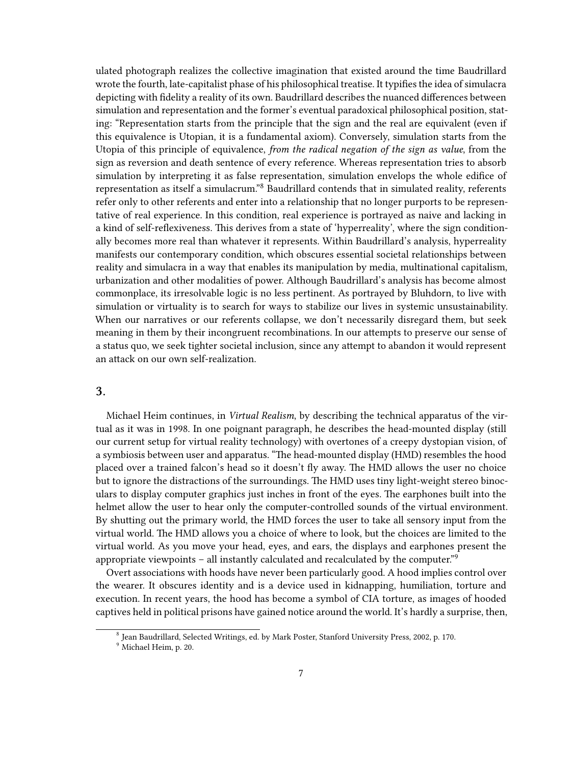ulated photograph realizes the collective imagination that existed around the time Baudrillard wrote the fourth, late-capitalist phase of his philosophical treatise. It typifies the idea of simulacra depicting with fidelity a reality of its own. Baudrillard describes the nuanced differences between simulation and representation and the former's eventual paradoxical philosophical position, stating: "Representation starts from the principle that the sign and the real are equivalent (even if this equivalence is Utopian, it is a fundamental axiom). Conversely, simulation starts from the Utopia of this principle of equivalence, *from the radical negation of the sign as value*, from the sign as reversion and death sentence of every reference. Whereas representation tries to absorb simulation by interpreting it as false representation, simulation envelops the whole edifice of representation as itself a simulacrum."[8] Baudrillard contends that in simulated reality, referents refer only to other referents and enter into a relationship that no longer purports to be representative of real experience. In this condition, real experience is portrayed as naive and lacking in a kind of self-reflexiveness. This derives from a state of 'hyperreality', where the sign conditionally becomes more real than whatever it represents. Within Baudrillard's analysis, hyperreality manifests our contemporary condition, which obscures essential societal relationships between reality and simulacra in a way that enables its manipulation by media, multinational capitalism, urbanization and other modalities of power. Although Baudrillard's analysis has become almost commonplace, its irresolvable logic is no less pertinent. As portrayed by Bluhdorn, to live with simulation or virtuality is to search for ways to stabilize our lives in systemic unsustainability. When our narratives or our referents collapse, we don't necessarily disregard them, but seek meaning in them by their incongruent recombinations. In our attempts to preserve our sense of a status quo, we seek tighter societal inclusion, since any attempt to abandon it would represent an attack on our own self-realization.

## 3.

Michael Heim continues, in *Virtual Realism*, by describing the technical apparatus of the virtual as it was in 1998. In one poignant paragraph, he describes the head-mounted display (still our current setup for virtual reality technology) with overtones of a creepy dystopian vision, of a symbiosis between user and apparatus. "The head-mounted display (HMD) resembles the hood placed over a trained falcon's head so it doesn't fly away. The HMD allows the user no choice but to ignore the distractions of the surroundings. The HMD uses tiny light-weight stereo binoculars to display computer graphics just inches in front of the eyes. The earphones built into the helmet allow the user to hear only the computer-controlled sounds of the virtual environment. By shutting out the primary world, the HMD forces the user to take all sensory input from the virtual world. The HMD allows you a choice of where to look, but the choices are limited to the virtual world. As you move your head, eyes, and ears, the displays and earphones present the appropriate viewpoints – all instantly calculated and recalculated by the computer."[9]

Overt associations with hoods have never been particularly good. A hood implies control over the wearer. It obscures identity and is a device used in kidnapping, humiliation, torture and execution. In recent years, the hood has become a symbol of CIA torture, as images of hooded captives held in political prisons have gained notice around the world. It's hardly a surprise, then,

[8] Jean Baudrillard, Selected Writings, ed. by Mark Poster, Stanford University Press, 2002, p. 170.

[9] Michael Heim, p. 20.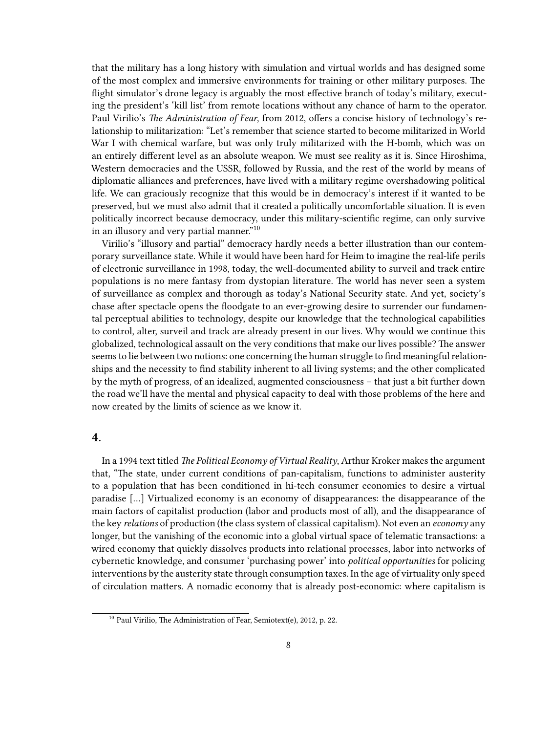that the military has a long history with simulation and virtual worlds and has designed some of the most complex and immersive environments for training or other military purposes. The flight simulator's drone legacy is arguably the most effective branch of today's military, executing the president's 'kill list' from remote locations without any chance of harm to the operator. Paul Virilio's *The Administration of Fear*, from 2012, offers a concise history of technology's relationship to militarization: "Let's remember that science started to become militarized in World War I with chemical warfare, but was only truly militarized with the H-bomb, which was on an entirely different level as an absolute weapon. We must see reality as it is. Since Hiroshima, Western democracies and the USSR, followed by Russia, and the rest of the world by means of diplomatic alliances and preferences, have lived with a military regime overshadowing political life. We can graciously recognize that this would be in democracy's interest if it wanted to be preserved, but we must also admit that it created a politically uncomfortable situation. It is even politically incorrect because democracy, under this military-scientific regime, can only survive in an illusory and very partial manner."[10]

Virilio's "illusory and partial" democracy hardly needs a better illustration than our contemporary surveillance state. While it would have been hard for Heim to imagine the real-life perils of electronic surveillance in 1998, today, the well-documented ability to surveil and track entire populations is no mere fantasy from dystopian literature. The world has never seen a system of surveillance as complex and thorough as today's National Security state. And yet, society's chase after spectacle opens the floodgate to an ever-growing desire to surrender our fundamental perceptual abilities to technology, despite our knowledge that the technological capabilities to control, alter, surveil and track are already present in our lives. Why would we continue this globalized, technological assault on the very conditions that make our lives possible? The answer seems to lie between two notions: one concerning the human struggle to find meaningful relationships and the necessity to find stability inherent to all living systems; and the other complicated by the myth of progress, of an idealized, augmented consciousness – that just a bit further down the road we'll have the mental and physical capacity to deal with those problems of the here and now created by the limits of science as we know it.

## 4.

In a 1994 text titled *The Political Economy of Virtual Reality*, Arthur Kroker makes the argument that, "The state, under current conditions of pan-capitalism, functions to administer austerity to a population that has been conditioned in hi-tech consumer economies to desire a virtual paradise […] Virtualized economy is an economy of disappearances: the disappearance of the main factors of capitalist production (labor and products most of all), and the disappearance of the key *relations* of production (the class system of classical capitalism). Not even an *economy* any longer, but the vanishing of the economic into a global virtual space of telematic transactions: a wired economy that quickly dissolves products into relational processes, labor into networks of cybernetic knowledge, and consumer 'purchasing power' into *political opportunities* for policing interventions by the austerity state through consumption taxes. In the age of virtuality only speed of circulation matters. A nomadic economy that is already post-economic: where capitalism is

---

[10] Paul Virilio, The Administration of Fear, Semiotext(e), 2012, p. 22.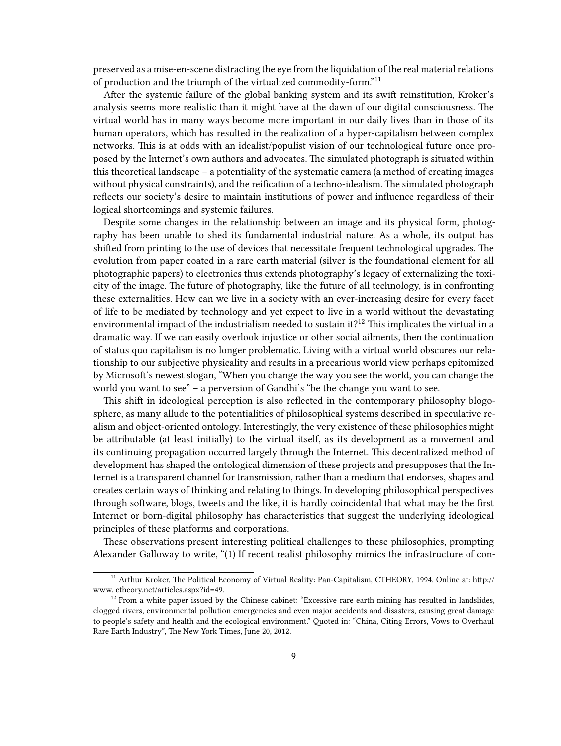preserved as a mise-en-scene distracting the eye from the liquidation of the real material relations of production and the triumph of the virtualized commodity-form."[11]

After the systemic failure of the global banking system and its swift reinstitution, Kroker's analysis seems more realistic than it might have at the dawn of our digital consciousness. The virtual world has in many ways become more important in our daily lives than in those of its human operators, which has resulted in the realization of a hyper-capitalism between complex networks. This is at odds with an idealist/populist vision of our technological future once proposed by the Internet's own authors and advocates. The simulated photograph is situated within this theoretical landscape – a potentiality of the systematic camera (a method of creating images without physical constraints), and the reification of a techno-idealism. The simulated photograph reflects our society's desire to maintain institutions of power and influence regardless of their logical shortcomings and systemic failures.

Despite some changes in the relationship between an image and its physical form, photography has been unable to shed its fundamental industrial nature. As a whole, its output has shifted from printing to the use of devices that necessitate frequent technological upgrades. The evolution from paper coated in a rare earth material (silver is the foundational element for all photographic papers) to electronics thus extends photography's legacy of externalizing the toxicity of the image. The future of photography, like the future of all technology, is in confronting these externalities. How can we live in a society with an ever-increasing desire for every facet of life to be mediated by technology and yet expect to live in a world without the devastating environmental impact of the industrialism needed to sustain it?[12] This implicates the virtual in a dramatic way. If we can easily overlook injustice or other social ailments, then the continuation of status quo capitalism is no longer problematic. Living with a virtual world obscures our relationship to our subjective physicality and results in a precarious world view perhaps epitomized by Microsoft's newest slogan, "When you change the way you see the world, you can change the world you want to see" – a perversion of Gandhi's "be the change you want to see.

This shift in ideological perception is also reflected in the contemporary philosophy blogosphere, as many allude to the potentialities of philosophical systems described in speculative realism and object-oriented ontology. Interestingly, the very existence of these philosophies might be attributable (at least initially) to the virtual itself, as its development as a movement and its continuing propagation occurred largely through the Internet. This decentralized method of development has shaped the ontological dimension of these projects and presupposes that the Internet is a transparent channel for transmission, rather than a medium that endorses, shapes and creates certain ways of thinking and relating to things. In developing philosophical perspectives through software, blogs, tweets and the like, it is hardly coincidental that what may be the first Internet or born-digital philosophy has characteristics that suggest the underlying ideological principles of these platforms and corporations.

These observations present interesting political challenges to these philosophies, prompting Alexander Galloway to write, "(1) If recent realist philosophy mimics the infrastructure of con-

---

[11] Arthur Kroker, The Political Economy of Virtual Reality: Pan-Capitalism, CTHEORY, 1994. Online at: http://www.ctheory.net/articles.aspx?id=49.

[12] From a white paper issued by the Chinese cabinet: "Excessive rare earth mining has resulted in landslides, clogged rivers, environmental pollution emergencies and even major accidents and disasters, causing great damage to people's safety and health and the ecological environment." Quoted in: "China, Citing Errors, Vows to Overhaul Rare Earth Industry", The New York Times, June 20, 2012.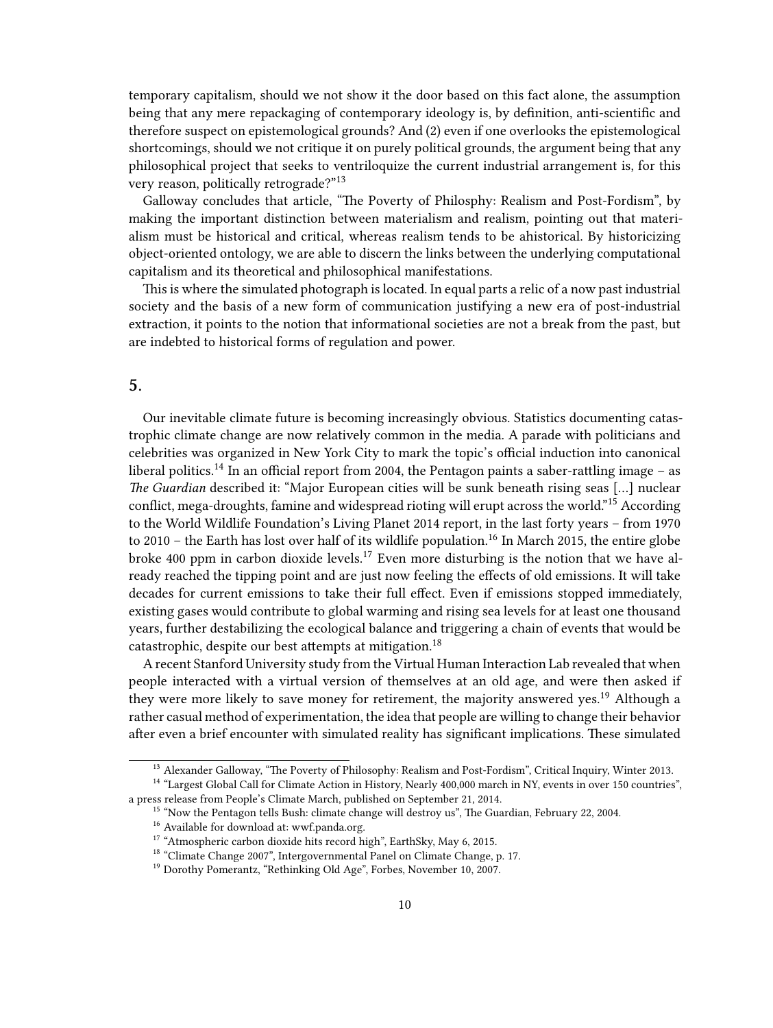temporary capitalism, should we not show it the door based on this fact alone, the assumption being that any mere repackaging of contemporary ideology is, by definition, anti-scientific and therefore suspect on epistemological grounds? And (2) even if one overlooks the epistemological shortcomings, should we not critique it on purely political grounds, the argument being that any philosophical project that seeks to ventriloquize the current industrial arrangement is, for this very reason, politically retrograde?"[13]

Galloway concludes that article, "The Poverty of Philosphy: Realism and Post-Fordism", by making the important distinction between materialism and realism, pointing out that materialism must be historical and critical, whereas realism tends to be ahistorical. By historicizing object-oriented ontology, we are able to discern the links between the underlying computational capitalism and its theoretical and philosophical manifestations.

This is where the simulated photograph is located. In equal parts a relic of a now past industrial society and the basis of a new form of communication justifying a new era of post-industrial extraction, it points to the notion that informational societies are not a break from the past, but are indebted to historical forms of regulation and power.

## 5.

Our inevitable climate future is becoming increasingly obvious. Statistics documenting catastrophic climate change are now relatively common in the media. A parade with politicians and celebrities was organized in New York City to mark the topic's official induction into canonical liberal politics.[14] In an official report from 2004, the Pentagon paints a saber-rattling image – as *The Guardian* described it: "Major European cities will be sunk beneath rising seas […] nuclear conflict, mega-droughts, famine and widespread rioting will erupt across the world."[15] According to the World Wildlife Foundation's Living Planet 2014 report, in the last forty years – from 1970 to 2010 – the Earth has lost over half of its wildlife population.[16] In March 2015, the entire globe broke 400 ppm in carbon dioxide levels.[17] Even more disturbing is the notion that we have already reached the tipping point and are just now feeling the effects of old emissions. It will take decades for current emissions to take their full effect. Even if emissions stopped immediately, existing gases would contribute to global warming and rising sea levels for at least one thousand years, further destabilizing the ecological balance and triggering a chain of events that would be catastrophic, despite our best attempts at mitigation.[18]

A recent Stanford University study from the Virtual Human Interaction Lab revealed that when people interacted with a virtual version of themselves at an old age, and were then asked if they were more likely to save money for retirement, the majority answered yes.[19] Although a rather casual method of experimentation, the idea that people are willing to change their behavior after even a brief encounter with simulated reality has significant implications. These simulated

[13] Alexander Galloway, "The Poverty of Philosophy: Realism and Post-Fordism", Critical Inquiry, Winter 2013.

[14] "Largest Global Call for Climate Action in History, Nearly 400,000 march in NY, events in over 150 countries", a press release from People's Climate March, published on September 21, 2014.

[15] "Now the Pentagon tells Bush: climate change will destroy us", The Guardian, February 22, 2004.

[16] Available for download at: wwf.panda.org.

[17] "Atmospheric carbon dioxide hits record high", EarthSky, May 6, 2015.

[18] "Climate Change 2007", Intergovernmental Panel on Climate Change, p. 17.

[19] Dorothy Pomerantz, "Rethinking Old Age", Forbes, November 10, 2007.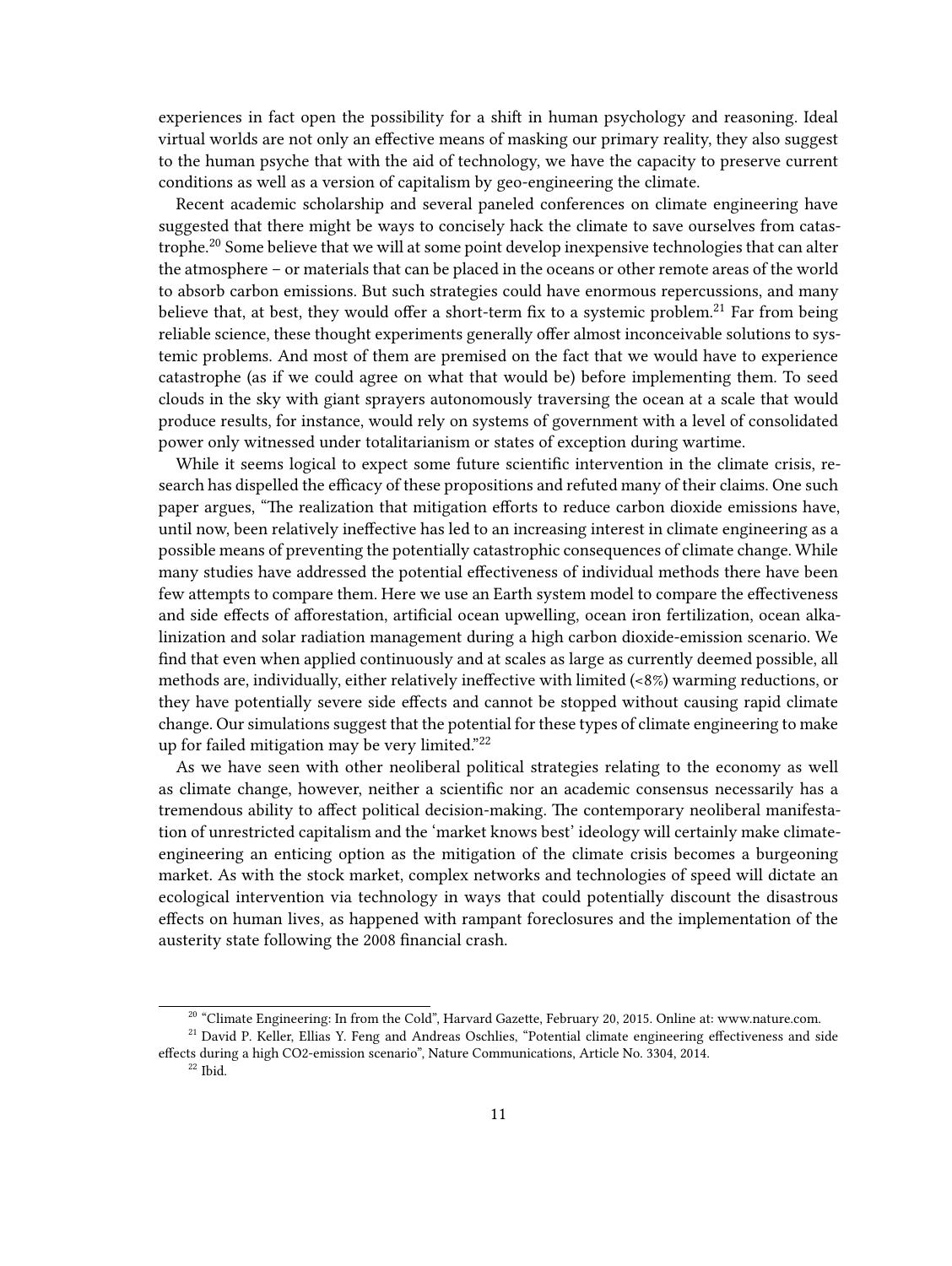experiences in fact open the possibility for a shift in human psychology and reasoning. Ideal virtual worlds are not only an effective means of masking our primary reality, they also suggest to the human psyche that with the aid of technology, we have the capacity to preserve current conditions as well as a version of capitalism by geo-engineering the climate.

Recent academic scholarship and several paneled conferences on climate engineering have suggested that there might be ways to concisely hack the climate to save ourselves from catastrophe.[20] Some believe that we will at some point develop inexpensive technologies that can alter the atmosphere – or materials that can be placed in the oceans or other remote areas of the world to absorb carbon emissions. But such strategies could have enormous repercussions, and many believe that, at best, they would offer a short-term fix to a systemic problem.[21] Far from being reliable science, these thought experiments generally offer almost inconceivable solutions to systemic problems. And most of them are premised on the fact that we would have to experience catastrophe (as if we could agree on what that would be) before implementing them. To seed clouds in the sky with giant sprayers autonomously traversing the ocean at a scale that would produce results, for instance, would rely on systems of government with a level of consolidated power only witnessed under totalitarianism or states of exception during wartime.

While it seems logical to expect some future scientific intervention in the climate crisis, research has dispelled the efficacy of these propositions and refuted many of their claims. One such paper argues, "The realization that mitigation efforts to reduce carbon dioxide emissions have, until now, been relatively ineffective has led to an increasing interest in climate engineering as a possible means of preventing the potentially catastrophic consequences of climate change. While many studies have addressed the potential effectiveness of individual methods there have been few attempts to compare them. Here we use an Earth system model to compare the effectiveness and side effects of afforestation, artificial ocean upwelling, ocean iron fertilization, ocean alkalinization and solar radiation management during a high carbon dioxide-emission scenario. We find that even when applied continuously and at scales as large as currently deemed possible, all methods are, individually, either relatively ineffective with limited (<8%) warming reductions, or they have potentially severe side effects and cannot be stopped without causing rapid climate change. Our simulations suggest that the potential for these types of climate engineering to make up for failed mitigation may be very limited."[22]

As we have seen with other neoliberal political strategies relating to the economy as well as climate change, however, neither a scientific nor an academic consensus necessarily has a tremendous ability to affect political decision-making. The contemporary neoliberal manifestation of unrestricted capitalism and the 'market knows best' ideology will certainly make climate-engineering an enticing option as the mitigation of the climate crisis becomes a burgeoning market. As with the stock market, complex networks and technologies of speed will dictate an ecological intervention via technology in ways that could potentially discount the disastrous effects on human lives, as happened with rampant foreclosures and the implementation of the austerity state following the 2008 financial crash.

---

[20] "Climate Engineering: In from the Cold", Harvard Gazette, February 20, 2015. Online at: www.nature.com.

[21] David P. Keller, Ellias Y. Feng and Andreas Oschlies, "Potential climate engineering effectiveness and side effects during a high CO2-emission scenario", Nature Communications, Article No. 3304, 2014.

[22] Ibid.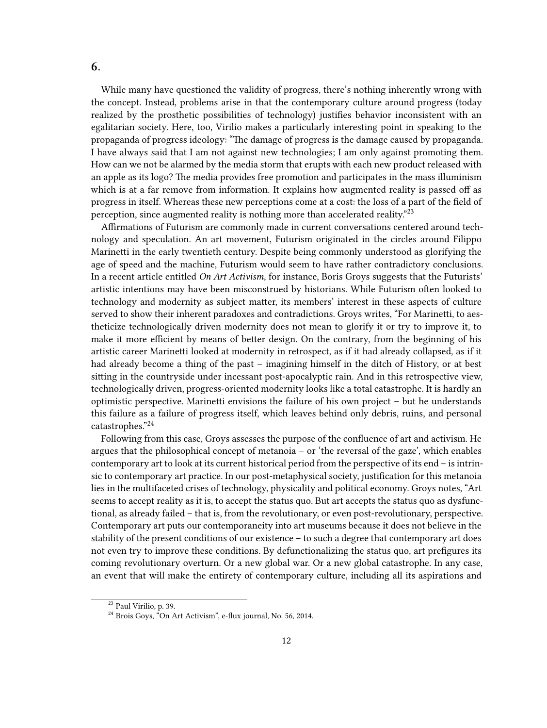## 6.

While many have questioned the validity of progress, there's nothing inherently wrong with the concept. Instead, problems arise in that the contemporary culture around progress (today realized by the prosthetic possibilities of technology) justifies behavior inconsistent with an egalitarian society. Here, too, Virilio makes a particularly interesting point in speaking to the propaganda of progress ideology: "The damage of progress is the damage caused by propaganda. I have always said that I am not against new technologies; I am only against promoting them. How can we not be alarmed by the media storm that erupts with each new product released with an apple as its logo? The media provides free promotion and participates in the mass illuminism which is at a far remove from information. It explains how augmented reality is passed off as progress in itself. Whereas these new perceptions come at a cost: the loss of a part of the field of perception, since augmented reality is nothing more than accelerated reality."[23]

Affirmations of Futurism are commonly made in current conversations centered around technology and speculation. An art movement, Futurism originated in the circles around Filippo Marinetti in the early twentieth century. Despite being commonly understood as glorifying the age of speed and the machine, Futurism would seem to have rather contradictory conclusions. In a recent article entitled *On Art Activism*, for instance, Boris Groys suggests that the Futurists' artistic intentions may have been misconstrued by historians. While Futurism often looked to technology and modernity as subject matter, its members' interest in these aspects of culture served to show their inherent paradoxes and contradictions. Groys writes, "For Marinetti, to aestheticize technologically driven modernity does not mean to glorify it or try to improve it, to make it more efficient by means of better design. On the contrary, from the beginning of his artistic career Marinetti looked at modernity in retrospect, as if it had already collapsed, as if it had already become a thing of the past – imagining himself in the ditch of History, or at best sitting in the countryside under incessant post-apocalyptic rain. And in this retrospective view, technologically driven, progress-oriented modernity looks like a total catastrophe. It is hardly an optimistic perspective. Marinetti envisions the failure of his own project – but he understands this failure as a failure of progress itself, which leaves behind only debris, ruins, and personal catastrophes."[24]

Following from this case, Groys assesses the purpose of the confluence of art and activism. He argues that the philosophical concept of metanoia – or 'the reversal of the gaze', which enables contemporary art to look at its current historical period from the perspective of its end – is intrinsic to contemporary art practice. In our post-metaphysical society, justification for this metanoia lies in the multifaceted crises of technology, physicality and political economy. Groys notes, "Art seems to accept reality as it is, to accept the status quo. But art accepts the status quo as dysfunctional, as already failed – that is, from the revolutionary, or even post-revolutionary, perspective. Contemporary art puts our contemporaneity into art museums because it does not believe in the stability of the present conditions of our existence – to such a degree that contemporary art does not even try to improve these conditions. By defunctionalizing the status quo, art prefigures its coming revolutionary overturn. Or a new global war. Or a new global catastrophe. In any case, an event that will make the entirety of contemporary culture, including all its aspirations and

---

[23] Paul Virilio, p. 39.

[24] Brois Goys, "On Art Activism", e-flux journal, No. 56, 2014.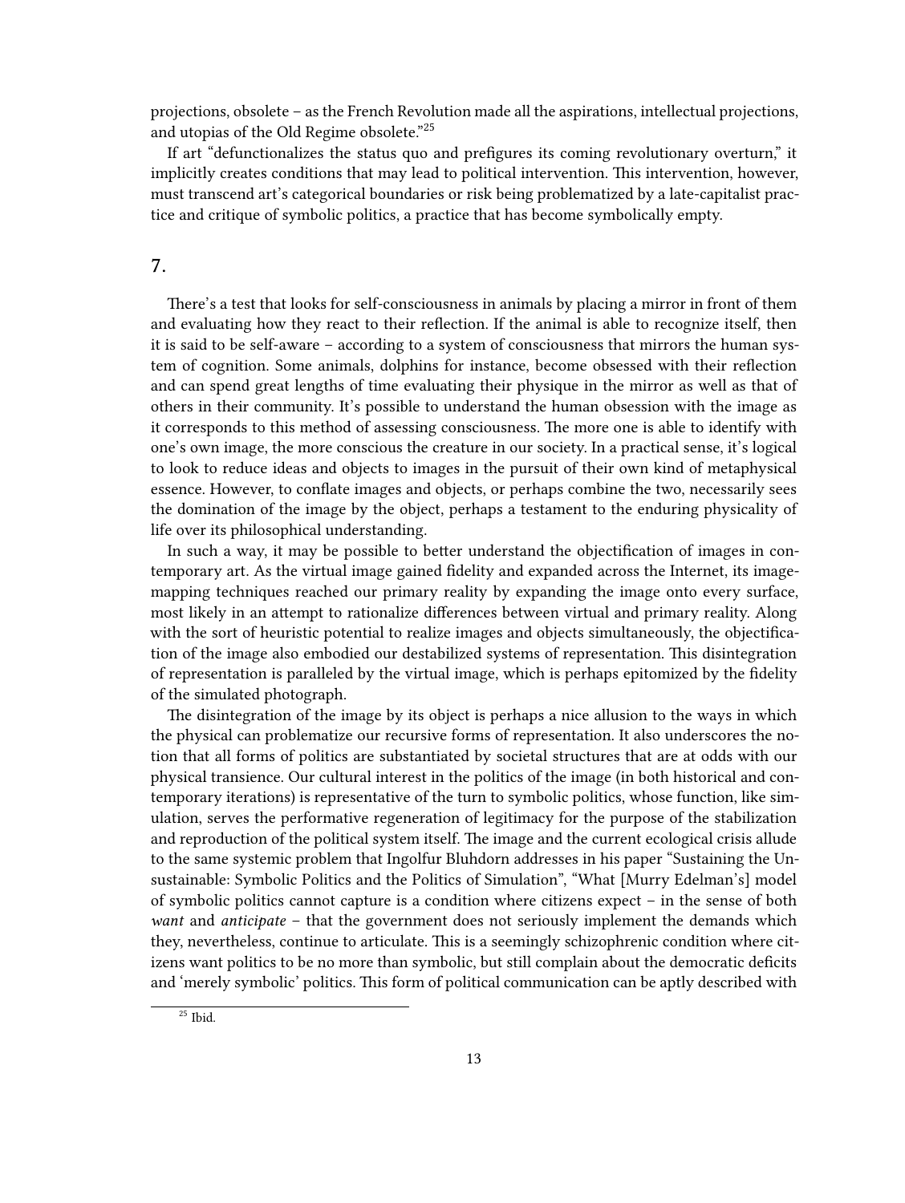projections, obsolete – as the French Revolution made all the aspirations, intellectual projections, and utopias of the Old Regime obsolete."[25]

If art "defunctionalizes the status quo and prefigures its coming revolutionary overturn," it implicitly creates conditions that may lead to political intervention. This intervention, however, must transcend art's categorical boundaries or risk being problematized by a late-capitalist practice and critique of symbolic politics, a practice that has become symbolically empty.

## 7.

There's a test that looks for self-consciousness in animals by placing a mirror in front of them and evaluating how they react to their reflection. If the animal is able to recognize itself, then it is said to be self-aware – according to a system of consciousness that mirrors the human system of cognition. Some animals, dolphins for instance, become obsessed with their reflection and can spend great lengths of time evaluating their physique in the mirror as well as that of others in their community. It's possible to understand the human obsession with the image as it corresponds to this method of assessing consciousness. The more one is able to identify with one's own image, the more conscious the creature in our society. In a practical sense, it's logical to look to reduce ideas and objects to images in the pursuit of their own kind of metaphysical essence. However, to conflate images and objects, or perhaps combine the two, necessarily sees the domination of the image by the object, perhaps a testament to the enduring physicality of life over its philosophical understanding.

In such a way, it may be possible to better understand the objectification of images in contemporary art. As the virtual image gained fidelity and expanded across the Internet, its image-mapping techniques reached our primary reality by expanding the image onto every surface, most likely in an attempt to rationalize differences between virtual and primary reality. Along with the sort of heuristic potential to realize images and objects simultaneously, the objectification of the image also embodied our destabilized systems of representation. This disintegration of representation is paralleled by the virtual image, which is perhaps epitomized by the fidelity of the simulated photograph.

The disintegration of the image by its object is perhaps a nice allusion to the ways in which the physical can problematize our recursive forms of representation. It also underscores the notion that all forms of politics are substantiated by societal structures that are at odds with our physical transience. Our cultural interest in the politics of the image (in both historical and contemporary iterations) is representative of the turn to symbolic politics, whose function, like simulation, serves the performative regeneration of legitimacy for the purpose of the stabilization and reproduction of the political system itself. The image and the current ecological crisis allude to the same systemic problem that Ingolfur Bluhdorn addresses in his paper "Sustaining the Unsustainable: Symbolic Politics and the Politics of Simulation", "What [Murry Edelman's] model of symbolic politics cannot capture is a condition where citizens expect – in the sense of both *want* and *anticipate* – that the government does not seriously implement the demands which they, nevertheless, continue to articulate. This is a seemingly schizophrenic condition where citizens want politics to be no more than symbolic, but still complain about the democratic deficits and 'merely symbolic' politics. This form of political communication can be aptly described with

[25] Ibid.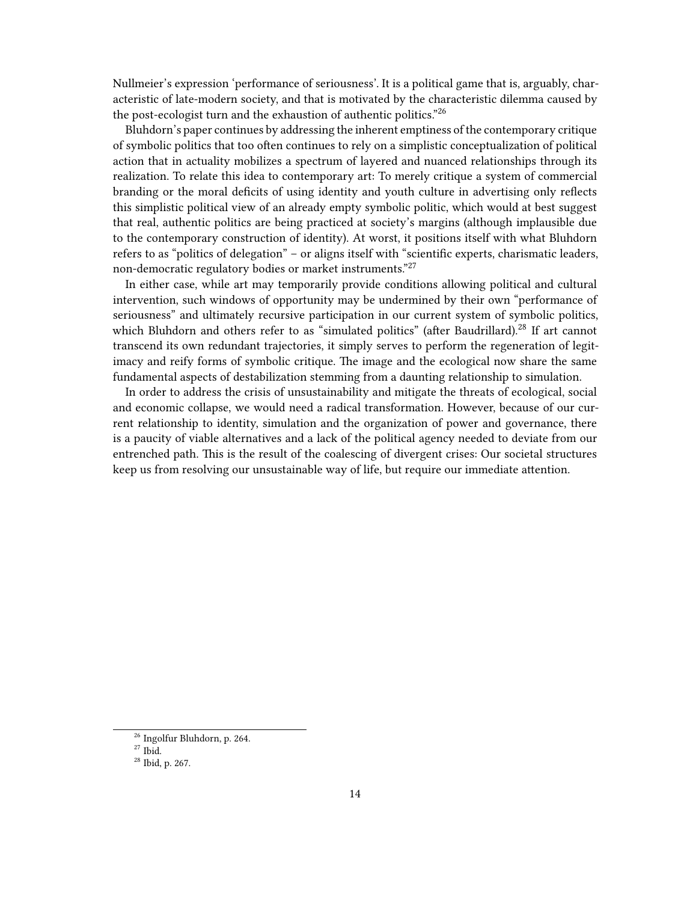Nullmeier's expression 'performance of seriousness'. It is a political game that is, arguably, characteristic of late-modern society, and that is motivated by the characteristic dilemma caused by the post-ecologist turn and the exhaustion of authentic politics."[26]

Bluhdorn's paper continues by addressing the inherent emptiness of the contemporary critique of symbolic politics that too often continues to rely on a simplistic conceptualization of political action that in actuality mobilizes a spectrum of layered and nuanced relationships through its realization. To relate this idea to contemporary art: To merely critique a system of commercial branding or the moral deficits of using identity and youth culture in advertising only reflects this simplistic political view of an already empty symbolic politic, which would at best suggest that real, authentic politics are being practiced at society's margins (although implausible due to the contemporary construction of identity). At worst, it positions itself with what Bluhdorn refers to as "politics of delegation" – or aligns itself with "scientific experts, charismatic leaders, non-democratic regulatory bodies or market instruments."[27]

In either case, while art may temporarily provide conditions allowing political and cultural intervention, such windows of opportunity may be undermined by their own "performance of seriousness" and ultimately recursive participation in our current system of symbolic politics, which Bluhdorn and others refer to as "simulated politics" (after Baudrillard).[28] If art cannot transcend its own redundant trajectories, it simply serves to perform the regeneration of legitimacy and reify forms of symbolic critique. The image and the ecological now share the same fundamental aspects of destabilization stemming from a daunting relationship to simulation.

In order to address the crisis of unsustainability and mitigate the threats of ecological, social and economic collapse, we would need a radical transformation. However, because of our current relationship to identity, simulation and the organization of power and governance, there is a paucity of viable alternatives and a lack of the political agency needed to deviate from our entrenched path. This is the result of the coalescing of divergent crises: Our societal structures keep us from resolving our unsustainable way of life, but require our immediate attention.

[26] Ingolfur Bluhdorn, p. 264.

[27] Ibid.

[28] Ibid, p. 267.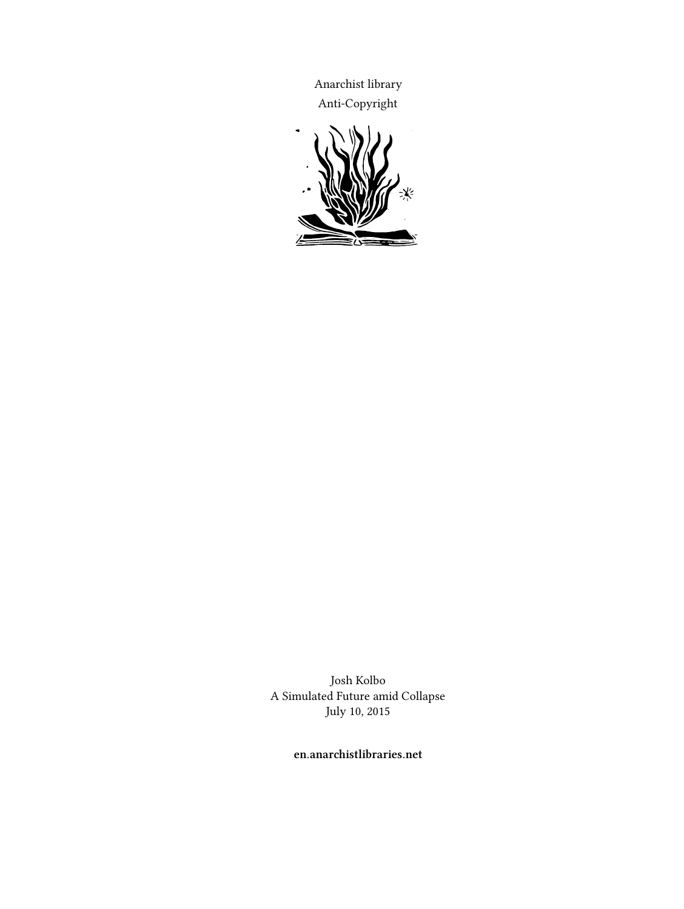Anarchist library
Anti-Copyright

Josh Kolbo
A Simulated Future amid Collapse
July 10, 2015

**en.anarchistlibraries.net**